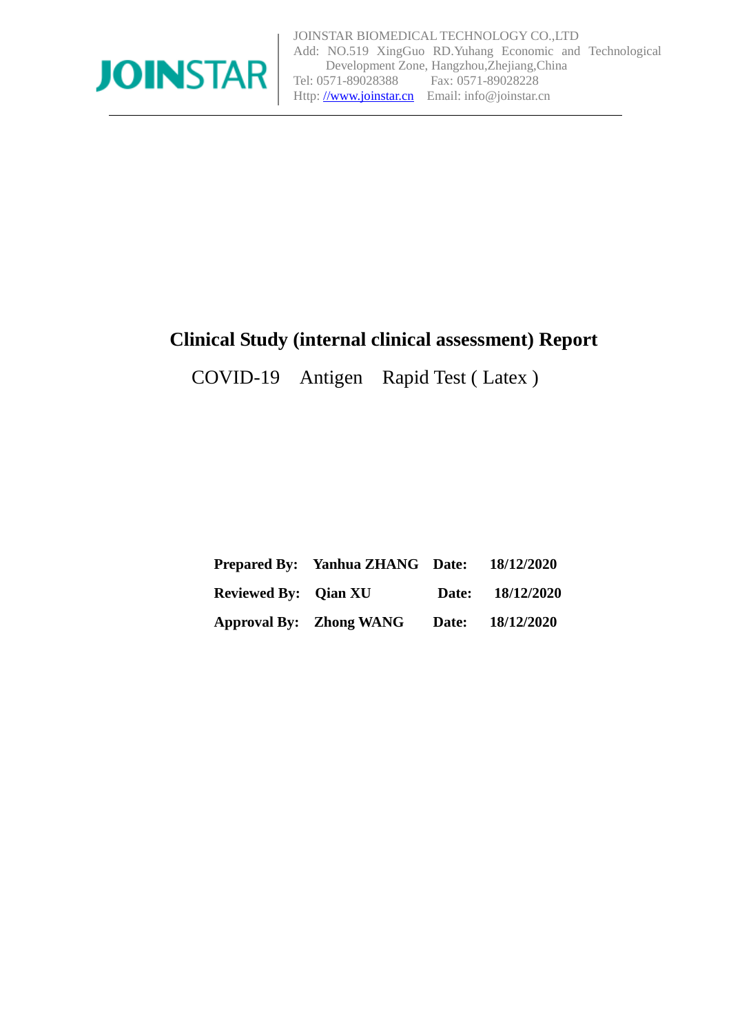JOINSTAR

JOINSTAR BIOMEDICAL TECHNOLOGY CO.,LTD
Add: NO.519 XingGuo RD.Yuhang Economic and Technological Development Zone, Hangzhou,Zhejiang,China
Tel: 0571-89028388 Fax: 0571-89028228
Http: //www.joinstar.cn Email: info@joinstar.cn

# Clinical Study (internal clinical assessment) Report

COVID-19 Antigen Rapid Test ( Latex )

| | | | |
|---|---|---|---|
| **Prepared By:** | **Yanhua ZHANG** | **Date:** | **18/12/2020** |
| **Reviewed By:** | **Qian XU** | **Date:** | **18/12/2020** |
| **Approval By:** | **Zhong WANG** | **Date:** | **18/12/2020** |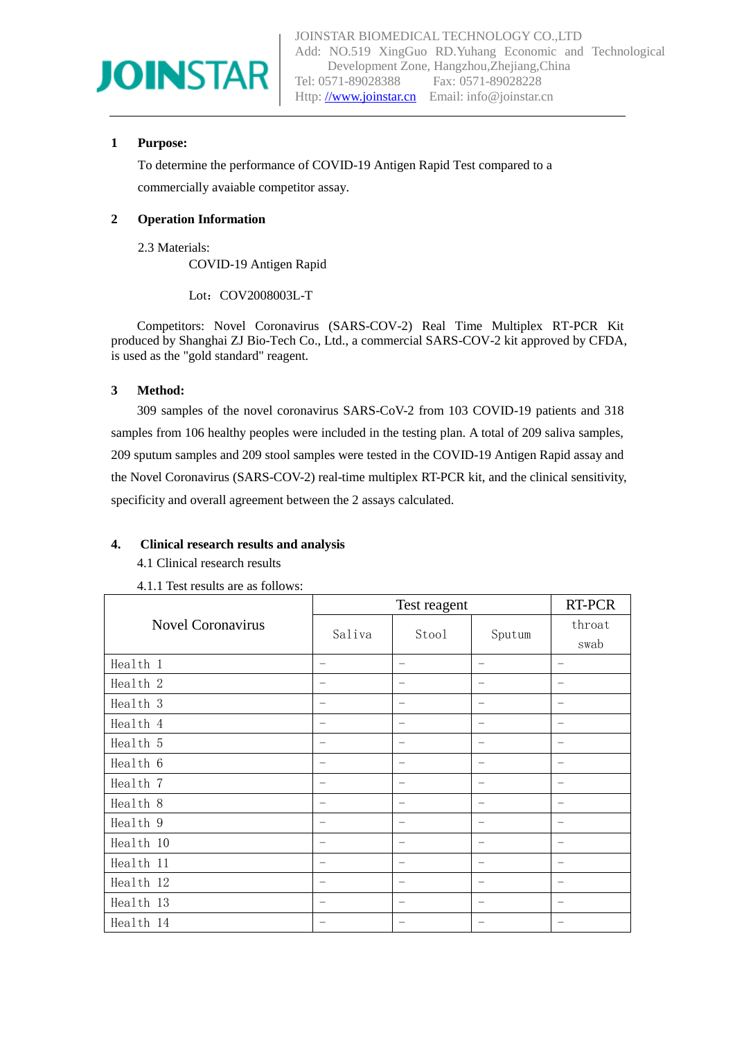## 1 Purpose:

To determine the performance of COVID-19 Antigen Rapid Test compared to a commercially avaiable competitor assay.

## 2 Operation Information

2.3 Materials:

COVID-19 Antigen Rapid

Lot：COV2008003L-T

Competitors: Novel Coronavirus (SARS-COV-2) Real Time Multiplex RT-PCR Kit produced by Shanghai ZJ Bio-Tech Co., Ltd., a commercial SARS-COV-2 kit approved by CFDA, is used as the "gold standard" reagent.

## 3 Method:

309 samples of the novel coronavirus SARS-CoV-2 from 103 COVID-19 patients and 318 samples from 106 healthy peoples were included in the testing plan. A total of 209 saliva samples, 209 sputum samples and 209 stool samples were tested in the COVID-19 Antigen Rapid assay and the Novel Coronavirus (SARS-COV-2) real-time multiplex RT-PCR kit, and the clinical sensitivity, specificity and overall agreement between the 2 assays calculated.

## 4. Clinical research results and analysis

4.1 Clinical research results

4.1.1 Test results are as follows:

| Novel Coronavirus | Test reagent | | | RT-PCR |
|---|---|---|---|---|
| | Saliva | Stool | Sputum | throat swab |
| Health 1 | – | – | – | – |
| Health 2 | – | – | – | – |
| Health 3 | – | – | – | – |
| Health 4 | – | – | – | – |
| Health 5 | – | – | – | – |
| Health 6 | – | – | – | – |
| Health 7 | – | – | – | – |
| Health 8 | – | – | – | – |
| Health 9 | – | – | – | – |
| Health 10 | – | – | – | – |
| Health 11 | – | – | – | – |
| Health 12 | – | – | – | – |
| Health 13 | – | – | – | – |
| Health 14 | – | – | – | – |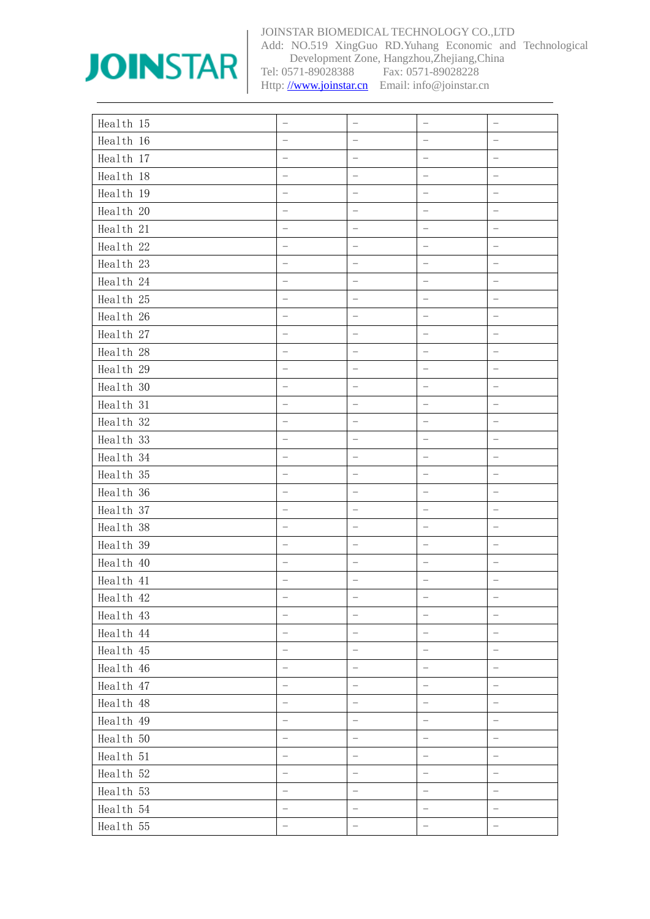| | | | | |
|---|---|---|---|---|
| Health 15 | – | – | – | – |
| Health 16 | – | – | – | – |
| Health 17 | – | – | – | – |
| Health 18 | – | – | – | – |
| Health 19 | – | – | – | – |
| Health 20 | – | – | – | – |
| Health 21 | – | – | – | – |
| Health 22 | – | – | – | – |
| Health 23 | – | – | – | – |
| Health 24 | – | – | – | – |
| Health 25 | – | – | – | – |
| Health 26 | – | – | – | – |
| Health 27 | – | – | – | – |
| Health 28 | – | – | – | – |
| Health 29 | – | – | – | – |
| Health 30 | – | – | – | – |
| Health 31 | – | – | – | – |
| Health 32 | – | – | – | – |
| Health 33 | – | – | – | – |
| Health 34 | – | – | – | – |
| Health 35 | – | – | – | – |
| Health 36 | – | – | – | – |
| Health 37 | – | – | – | – |
| Health 38 | – | – | – | – |
| Health 39 | – | – | – | – |
| Health 40 | – | – | – | – |
| Health 41 | – | – | – | – |
| Health 42 | – | – | – | – |
| Health 43 | – | – | – | – |
| Health 44 | – | – | – | – |
| Health 45 | – | – | – | – |
| Health 46 | – | – | – | – |
| Health 47 | – | – | – | – |
| Health 48 | – | – | – | – |
| Health 49 | – | – | – | – |
| Health 50 | – | – | – | – |
| Health 51 | – | – | – | – |
| Health 52 | – | – | – | – |
| Health 53 | – | – | – | – |
| Health 54 | – | – | – | – |
| Health 55 | – | – | – | – |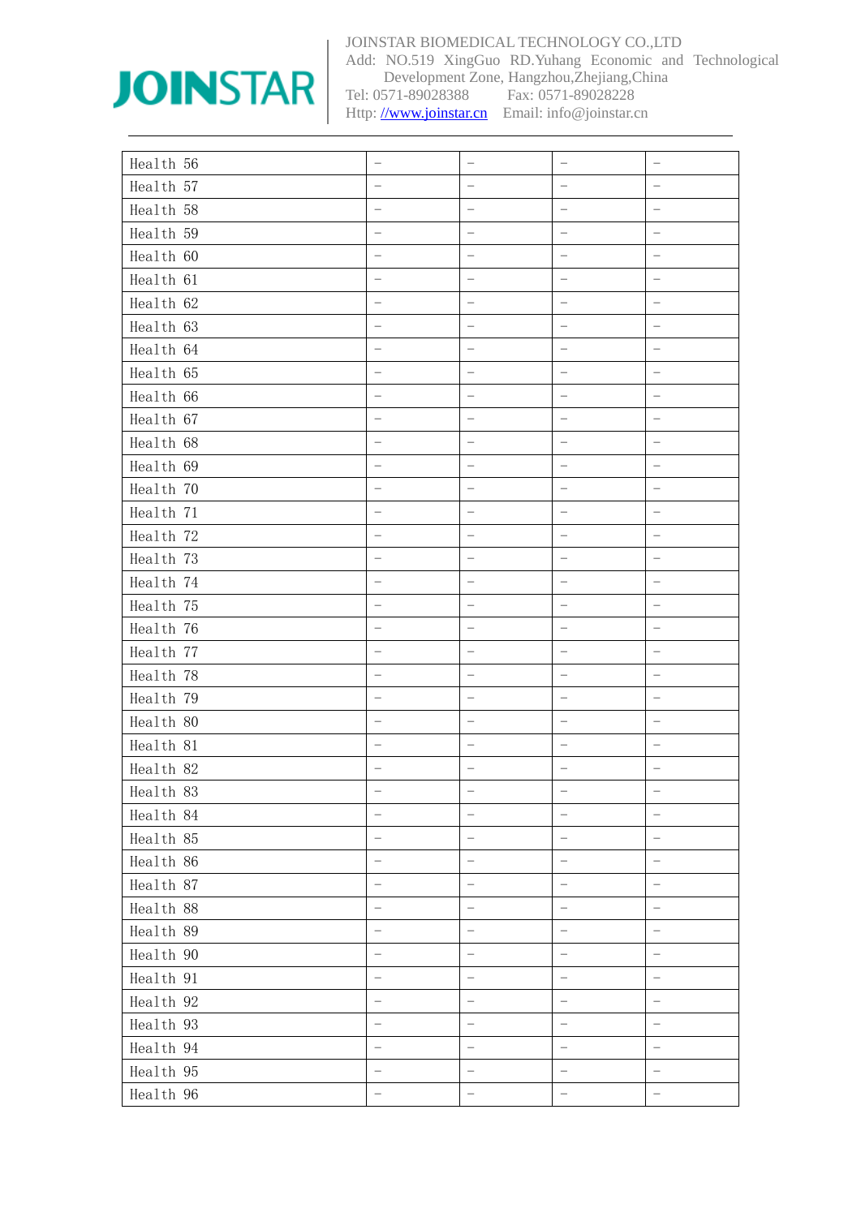| Health 56 | – | – | – | – |
|---|---|---|---|---|
| Health 57 | – | – | – | – |
| Health 58 | – | – | – | – |
| Health 59 | – | – | – | – |
| Health 60 | – | – | – | – |
| Health 61 | – | – | – | – |
| Health 62 | – | – | – | – |
| Health 63 | – | – | – | – |
| Health 64 | – | – | – | – |
| Health 65 | – | – | – | – |
| Health 66 | – | – | – | – |
| Health 67 | – | – | – | – |
| Health 68 | – | – | – | – |
| Health 69 | – | – | – | – |
| Health 70 | – | – | – | – |
| Health 71 | – | – | – | – |
| Health 72 | – | – | – | – |
| Health 73 | – | – | – | – |
| Health 74 | – | – | – | – |
| Health 75 | – | – | – | – |
| Health 76 | – | – | – | – |
| Health 77 | – | – | – | – |
| Health 78 | – | – | – | – |
| Health 79 | – | – | – | – |
| Health 80 | – | – | – | – |
| Health 81 | – | – | – | – |
| Health 82 | – | – | – | – |
| Health 83 | – | – | – | – |
| Health 84 | – | – | – | – |
| Health 85 | – | – | – | – |
| Health 86 | – | – | – | – |
| Health 87 | – | – | – | – |
| Health 88 | – | – | – | – |
| Health 89 | – | – | – | – |
| Health 90 | – | – | – | – |
| Health 91 | – | – | – | – |
| Health 92 | – | – | – | – |
| Health 93 | – | – | – | – |
| Health 94 | – | – | – | – |
| Health 95 | – | – | – | – |
| Health 96 | – | – | – | – |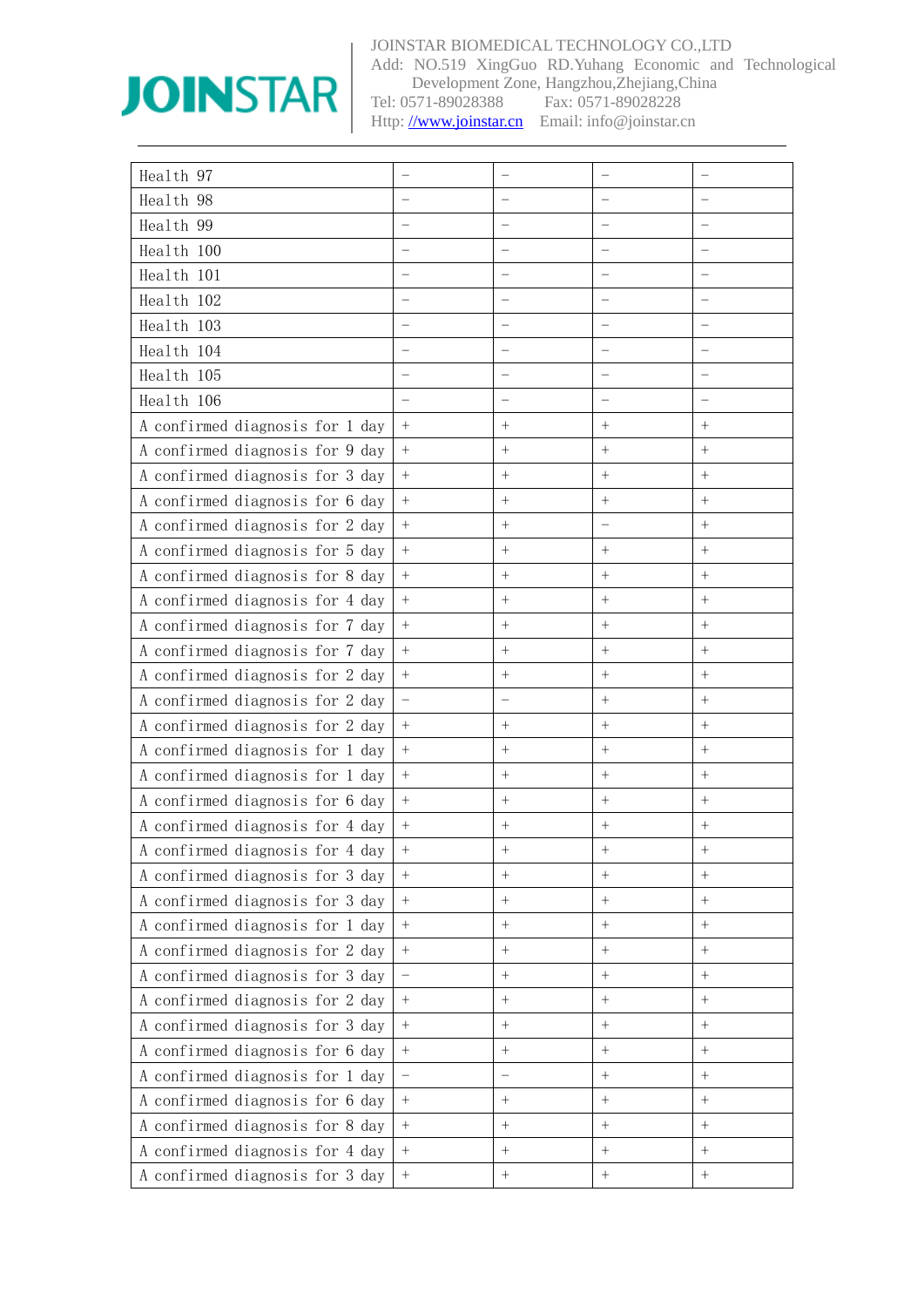| Health 97 | – | – | – | – |
|---|---|---|---|---|
| Health 98 | – | – | – | – |
| Health 99 | – | – | – | – |
| Health 100 | – | – | – | – |
| Health 101 | – | – | – | – |
| Health 102 | – | – | – | – |
| Health 103 | – | – | – | – |
| Health 104 | – | – | – | – |
| Health 105 | – | – | – | – |
| Health 106 | – | – | – | – |
| A confirmed diagnosis for 1 day | + | + | + | + |
| A confirmed diagnosis for 9 day | + | + | + | + |
| A confirmed diagnosis for 3 day | + | + | + | + |
| A confirmed diagnosis for 6 day | + | + | + | + |
| A confirmed diagnosis for 2 day | + | + | – | + |
| A confirmed diagnosis for 5 day | + | + | + | + |
| A confirmed diagnosis for 8 day | + | + | + | + |
| A confirmed diagnosis for 4 day | + | + | + | + |
| A confirmed diagnosis for 7 day | + | + | + | + |
| A confirmed diagnosis for 7 day | + | + | + | + |
| A confirmed diagnosis for 2 day | + | + | + | + |
| A confirmed diagnosis for 2 day | – | – | + | + |
| A confirmed diagnosis for 2 day | + | + | + | + |
| A confirmed diagnosis for 1 day | + | + | + | + |
| A confirmed diagnosis for 1 day | + | + | + | + |
| A confirmed diagnosis for 6 day | + | + | + | + |
| A confirmed diagnosis for 4 day | + | + | + | + |
| A confirmed diagnosis for 4 day | + | + | + | + |
| A confirmed diagnosis for 3 day | + | + | + | + |
| A confirmed diagnosis for 3 day | + | + | + | + |
| A confirmed diagnosis for 1 day | + | + | + | + |
| A confirmed diagnosis for 2 day | + | + | + | + |
| A confirmed diagnosis for 3 day | – | + | + | + |
| A confirmed diagnosis for 2 day | + | + | + | + |
| A confirmed diagnosis for 3 day | + | + | + | + |
| A confirmed diagnosis for 6 day | + | + | + | + |
| A confirmed diagnosis for 1 day | – | – | + | + |
| A confirmed diagnosis for 6 day | + | + | + | + |
| A confirmed diagnosis for 8 day | + | + | + | + |
| A confirmed diagnosis for 4 day | + | + | + | + |
| A confirmed diagnosis for 3 day | + | + | + | + |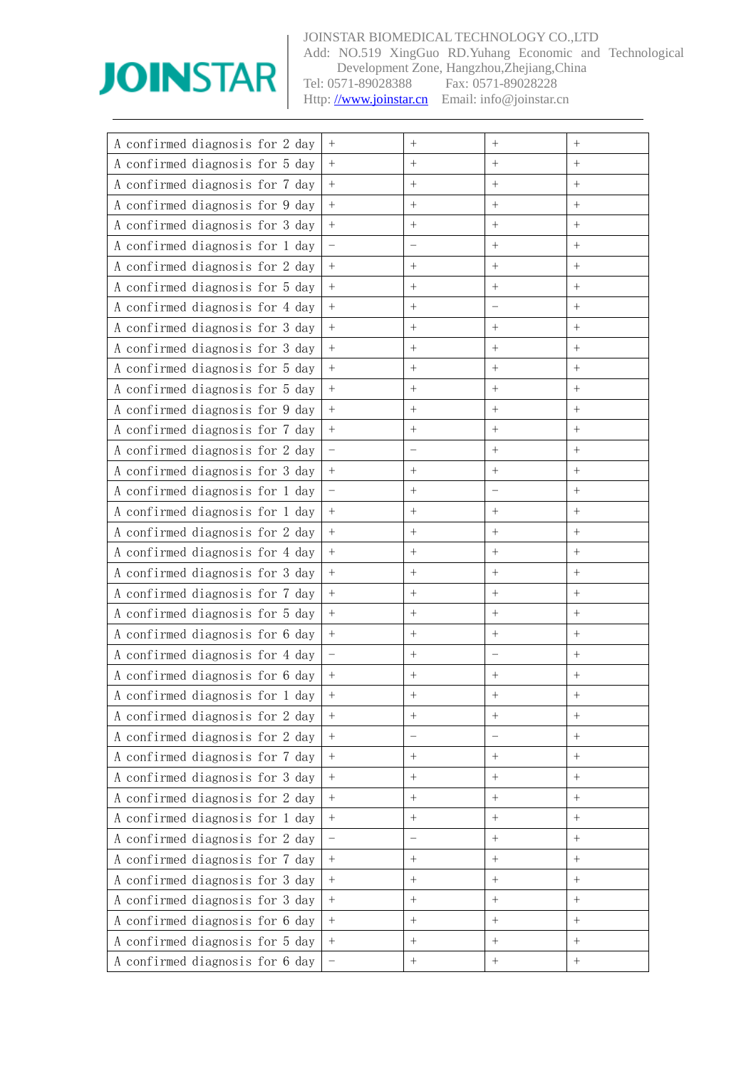| A confirmed diagnosis for 2 day | + | + | + | + |
|---|---|---|---|---|
| A confirmed diagnosis for 5 day | + | + | + | + |
| A confirmed diagnosis for 7 day | + | + | + | + |
| A confirmed diagnosis for 9 day | + | + | + | + |
| A confirmed diagnosis for 3 day | + | + | + | + |
| A confirmed diagnosis for 1 day | − | − | + | + |
| A confirmed diagnosis for 2 day | + | + | + | + |
| A confirmed diagnosis for 5 day | + | + | + | + |
| A confirmed diagnosis for 4 day | + | + | − | + |
| A confirmed diagnosis for 3 day | + | + | + | + |
| A confirmed diagnosis for 3 day | + | + | + | + |
| A confirmed diagnosis for 5 day | + | + | + | + |
| A confirmed diagnosis for 5 day | + | + | + | + |
| A confirmed diagnosis for 9 day | + | + | + | + |
| A confirmed diagnosis for 7 day | + | + | + | + |
| A confirmed diagnosis for 2 day | − | − | + | + |
| A confirmed diagnosis for 3 day | + | + | + | + |
| A confirmed diagnosis for 1 day | − | + | − | + |
| A confirmed diagnosis for 1 day | + | + | + | + |
| A confirmed diagnosis for 2 day | + | + | + | + |
| A confirmed diagnosis for 4 day | + | + | + | + |
| A confirmed diagnosis for 3 day | + | + | + | + |
| A confirmed diagnosis for 7 day | + | + | + | + |
| A confirmed diagnosis for 5 day | + | + | + | + |
| A confirmed diagnosis for 6 day | + | + | + | + |
| A confirmed diagnosis for 4 day | − | + | − | + |
| A confirmed diagnosis for 6 day | + | + | + | + |
| A confirmed diagnosis for 1 day | + | + | + | + |
| A confirmed diagnosis for 2 day | + | + | + | + |
| A confirmed diagnosis for 2 day | + | − | − | + |
| A confirmed diagnosis for 7 day | + | + | + | + |
| A confirmed diagnosis for 3 day | + | + | + | + |
| A confirmed diagnosis for 2 day | + | + | + | + |
| A confirmed diagnosis for 1 day | + | + | + | + |
| A confirmed diagnosis for 2 day | − | − | + | + |
| A confirmed diagnosis for 7 day | + | + | + | + |
| A confirmed diagnosis for 3 day | + | + | + | + |
| A confirmed diagnosis for 3 day | + | + | + | + |
| A confirmed diagnosis for 6 day | + | + | + | + |
| A confirmed diagnosis for 5 day | + | + | + | + |
| A confirmed diagnosis for 6 day | − | + | + | + |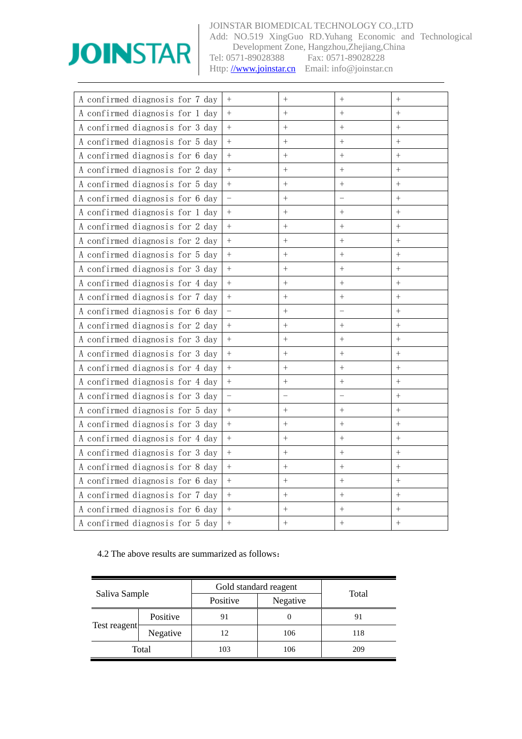| A confirmed diagnosis for 7 day | + | + | + | + |
|---|---|---|---|---|
| A confirmed diagnosis for 1 day | + | + | + | + |
| A confirmed diagnosis for 3 day | + | + | + | + |
| A confirmed diagnosis for 5 day | + | + | + | + |
| A confirmed diagnosis for 6 day | + | + | + | + |
| A confirmed diagnosis for 2 day | + | + | + | + |
| A confirmed diagnosis for 5 day | + | + | + | + |
| A confirmed diagnosis for 6 day | − | + | − | + |
| A confirmed diagnosis for 1 day | + | + | + | + |
| A confirmed diagnosis for 2 day | + | + | + | + |
| A confirmed diagnosis for 2 day | + | + | + | + |
| A confirmed diagnosis for 5 day | + | + | + | + |
| A confirmed diagnosis for 3 day | + | + | + | + |
| A confirmed diagnosis for 4 day | + | + | + | + |
| A confirmed diagnosis for 7 day | + | + | + | + |
| A confirmed diagnosis for 6 day | − | + | − | + |
| A confirmed diagnosis for 2 day | + | + | + | + |
| A confirmed diagnosis for 3 day | + | + | + | + |
| A confirmed diagnosis for 3 day | + | + | + | + |
| A confirmed diagnosis for 4 day | + | + | + | + |
| A confirmed diagnosis for 4 day | + | + | + | + |
| A confirmed diagnosis for 3 day | − | − | − | + |
| A confirmed diagnosis for 5 day | + | + | + | + |
| A confirmed diagnosis for 3 day | + | + | + | + |
| A confirmed diagnosis for 4 day | + | + | + | + |
| A confirmed diagnosis for 3 day | + | + | + | + |
| A confirmed diagnosis for 8 day | + | + | + | + |
| A confirmed diagnosis for 6 day | + | + | + | + |
| A confirmed diagnosis for 7 day | + | + | + | + |
| A confirmed diagnosis for 6 day | + | + | + | + |
| A confirmed diagnosis for 5 day | + | + | + | + |

4.2 The above results are summarized as follows：

| Saliva Sample | | Gold standard reagent | | Total |
|---|---|---|---|---|
| | | Positive | Negative | |
| Test reagent | Positive | 91 | 0 | 91 |
| | Negative | 12 | 106 | 118 |
| Total | | 103 | 106 | 209 |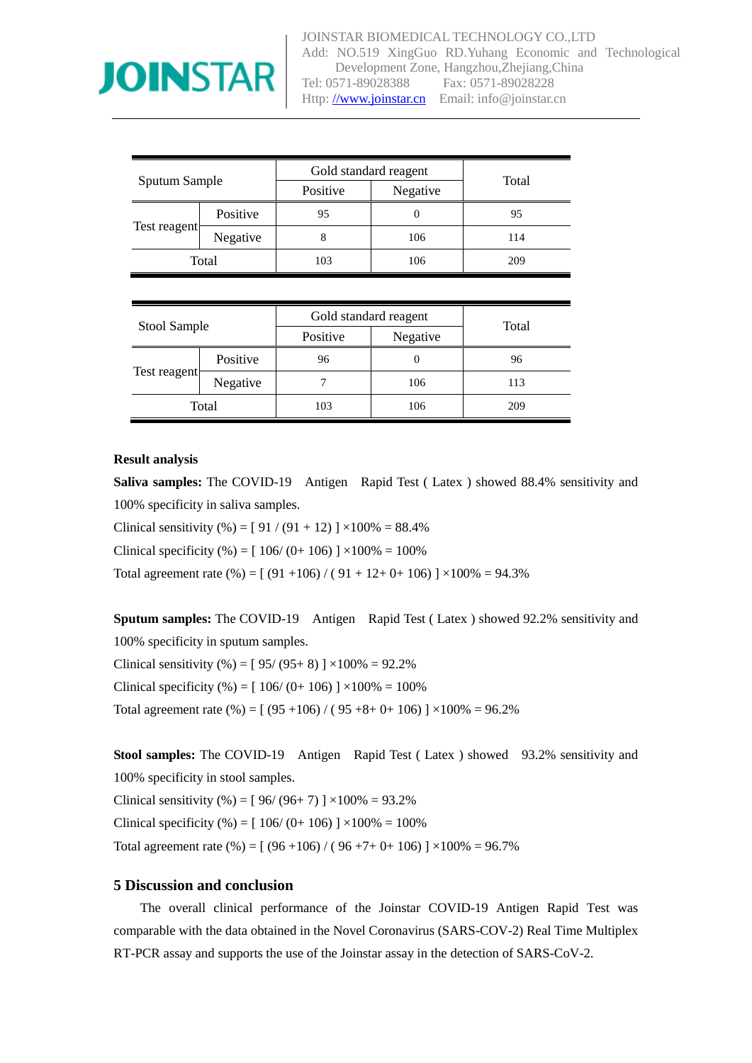| Sputum Sample | | Gold standard reagent | | Total |
|---|---|---|---|---|
| | | Positive | Negative | |
| Test reagent | Positive | 95 | 0 | 95 |
| | Negative | 8 | 106 | 114 |
| Total | | 103 | 106 | 209 |

| Stool Sample | | Gold standard reagent | | Total |
|---|---|---|---|---|
| | | Positive | Negative | |
| Test reagent | Positive | 96 | 0 | 96 |
| | Negative | 7 | 106 | 113 |
| Total | | 103 | 106 | 209 |

**Result analysis**

**Saliva samples:** The COVID-19 Antigen Rapid Test ( Latex ) showed 88.4% sensitivity and 100% specificity in saliva samples.

Clinical sensitivity (%) = [ 91 / (91 + 12) ] ×100% = 88.4%

Clinical specificity (%) = [ 106/ (0+ 106) ] ×100% = 100%

Total agreement rate (%) = [ (91 +106) / ( 91 + 12+ 0+ 106) ] ×100% = 94.3%

**Sputum samples:** The COVID-19 Antigen Rapid Test ( Latex ) showed 92.2% sensitivity and 100% specificity in sputum samples.

Clinical sensitivity (%) = [ 95/ (95+ 8) ] ×100% = 92.2%

Clinical specificity (%) = [ 106/ (0+ 106) ] ×100% = 100%

Total agreement rate (%) = [ (95 +106) / ( 95 +8+ 0+ 106) ] ×100% = 96.2%

**Stool samples:** The COVID-19 Antigen Rapid Test ( Latex ) showed 93.2% sensitivity and 100% specificity in stool samples.

Clinical sensitivity (%) = [ 96/ (96+ 7) ] ×100% = 93.2%

Clinical specificity (%) = [ 106/ (0+ 106) ] ×100% = 100%

Total agreement rate (%) = [ (96 +106) / ( 96 +7+ 0+ 106) ] ×100% = 96.7%

## 5 Discussion and conclusion

The overall clinical performance of the Joinstar COVID-19 Antigen Rapid Test was comparable with the data obtained in the Novel Coronavirus (SARS-COV-2) Real Time Multiplex RT-PCR assay and supports the use of the Joinstar assay in the detection of SARS-CoV-2.